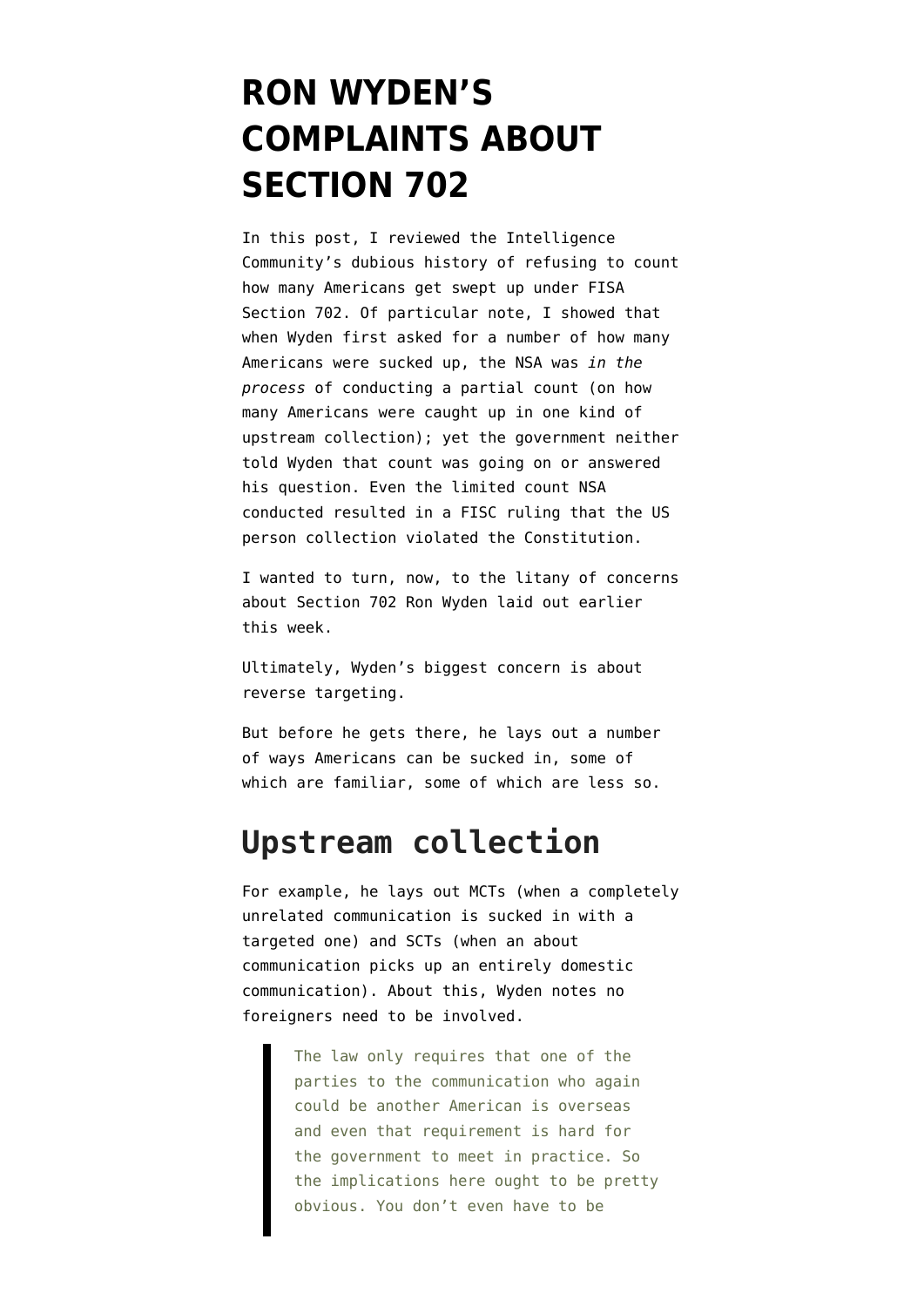# RON WYDEN'S COMPLAINTS ABOUT SECTION 702

In this post, I reviewed the Intelligence Community's dubious history of refusing to count how many Americans get swept up under FISA Section 702. Of particular note, I showed that when Wyden first asked for a number of how many Americans were sucked up, the NSA was *in the process* of conducting a partial count (on how many Americans were caught up in one kind of upstream collection); yet the government neither told Wyden that count was going on or answered his question. Even the limited count NSA conducted resulted in a FISC ruling that the US person collection violated the Constitution.

I wanted to turn, now, to the litany of concerns about Section 702 Ron Wyden laid out earlier this week.

Ultimately, Wyden's biggest concern is about reverse targeting.

But before he gets there, he lays out a number of ways Americans can be sucked in, some of which are familiar, some of which are less so.

## Upstream collection

For example, he lays out MCTs (when a completely unrelated communication is sucked in with a targeted one) and SCTs (when an about communication picks up an entirely domestic communication). About this, Wyden notes no foreigners need to be involved.

> The law only requires that one of the parties to the communication who again could be another American is overseas and even that requirement is hard for the government to meet in practice. So the implications here ought to be pretty obvious. You don't even have to be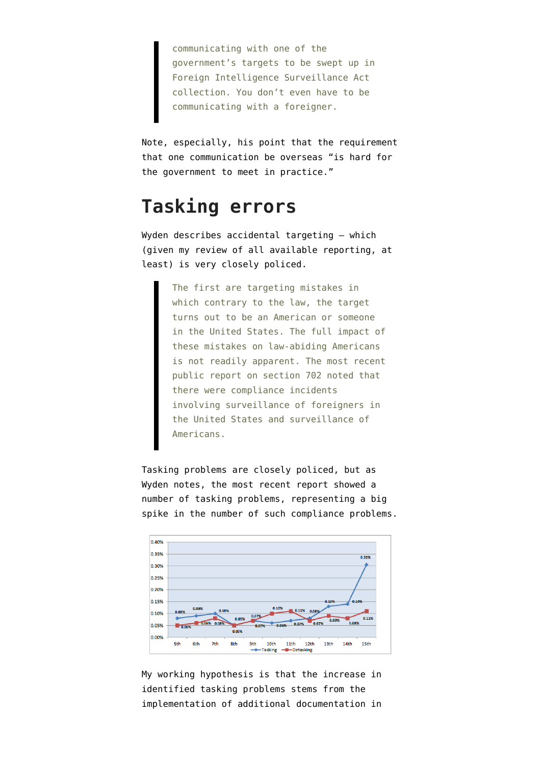> communicating with one of the government's targets to be swept up in Foreign Intelligence Surveillance Act collection. You don't even have to be communicating with a foreigner.

Note, especially, his point that the requirement that one communication be overseas "is hard for the government to meet in practice."

## Tasking errors

Wyden describes accidental targeting — which (given my review of all available reporting, at least) is very closely policed.

> The first are targeting mistakes in which contrary to the law, the target turns out to be an American or someone in the United States. The full impact of these mistakes on law-abiding Americans is not readily apparent. The most recent public report on section 702 noted that there were compliance incidents involving surveillance of foreigners in the United States and surveillance of Americans.

Tasking problems are closely policed, but as Wyden notes, the most recent report showed a number of tasking problems, representing a big spike in the number of such compliance problems.

0.40%
0.35%
0.30%
0.25%
0.20%
0.15%
0.10%
0.05%
0.00%

0.08% 0.09% 0.10% 0.05% 0.07% 0.10% 0.11% 0.08% 0.13% 0.14% 0.31%

0.05% 0.06% 0.08% 0.05% 0.07% 0.06% 0.07% 0.07% 0.09% 0.08% 0.11%

5th 6th 7th 8th 9th 10th 11th 12th 13th 14th 15th

Tasking
Detasking

My working hypothesis is that the increase in identified tasking problems stems from the implementation of additional documentation in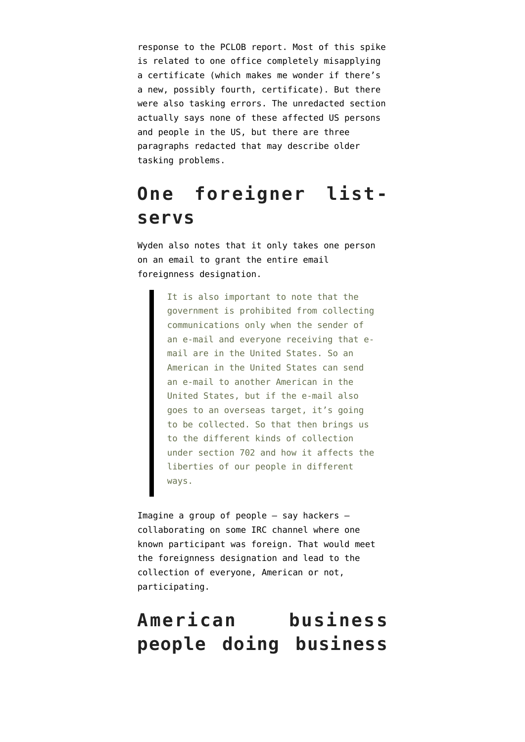response to the PCLOB report. Most of this spike is related to one office completely misapplying a certificate (which makes me wonder if there's a new, possibly fourth, certificate). But there were also tasking errors. The unredacted section actually says none of these affected US persons and people in the US, but there are three paragraphs redacted that may describe older tasking problems.

## One foreigner list-servs

Wyden also notes that it only takes one person on an email to grant the entire email foreignness designation.

> It is also important to note that the government is prohibited from collecting communications only when the sender of an e-mail and everyone receiving that e-mail are in the United States. So an American in the United States can send an e-mail to another American in the United States, but if the e-mail also goes to an overseas target, it's going to be collected. So that then brings us to the different kinds of collection under section 702 and how it affects the liberties of our people in different ways.

Imagine a group of people — say hackers — collaborating on some IRC channel where one known participant was foreign. That would meet the foreignness designation and lead to the collection of everyone, American or not, participating.

## American business people doing business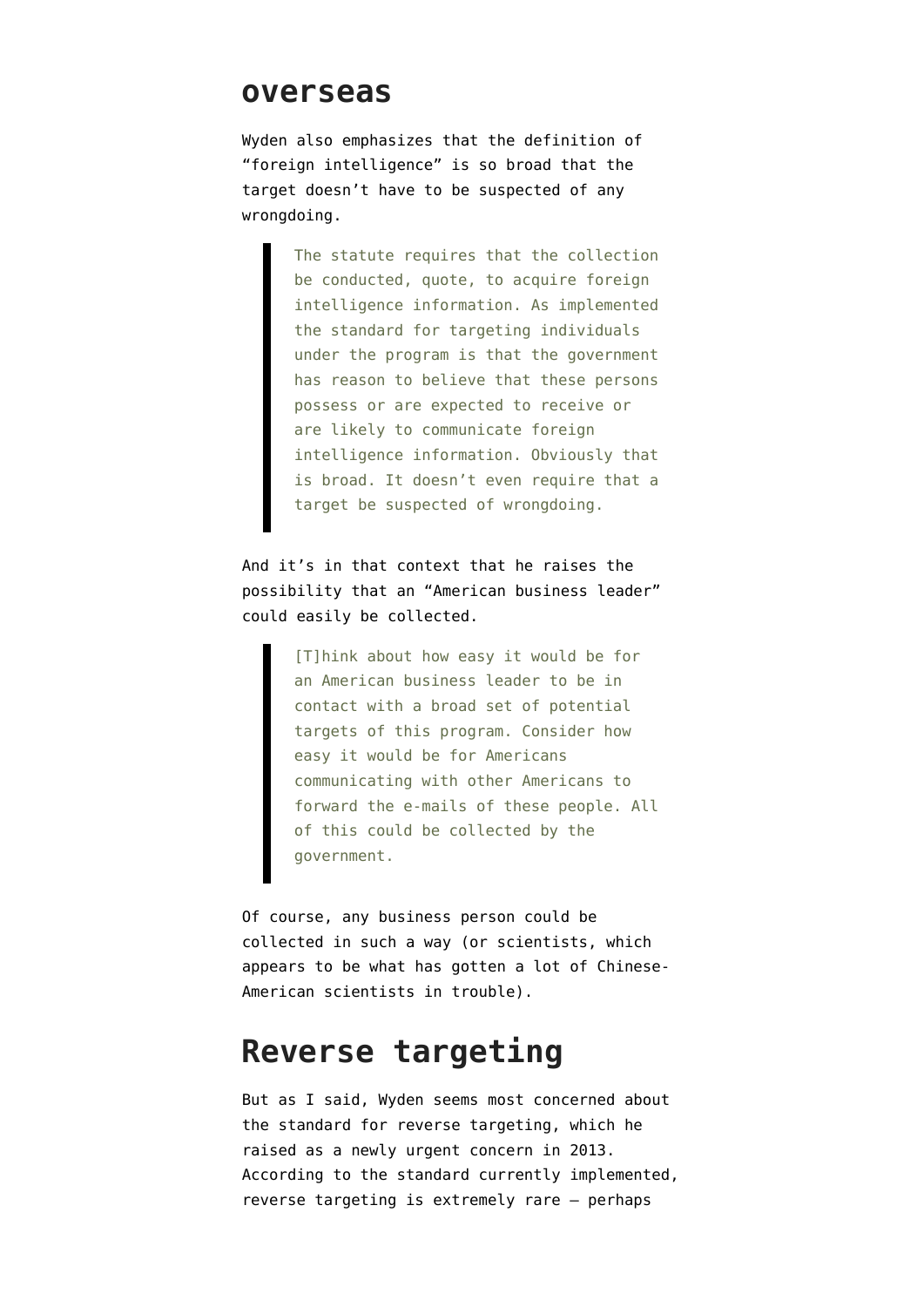## overseas

Wyden also emphasizes that the definition of "foreign intelligence" is so broad that the target doesn't have to be suspected of any wrongdoing.

> The statute requires that the collection be conducted, quote, to acquire foreign intelligence information. As implemented the standard for targeting individuals under the program is that the government has reason to believe that these persons possess or are expected to receive or are likely to communicate foreign intelligence information. Obviously that is broad. It doesn't even require that a target be suspected of wrongdoing.

And it's in that context that he raises the possibility that an "American business leader" could easily be collected.

> [T]hink about how easy it would be for an American business leader to be in contact with a broad set of potential targets of this program. Consider how easy it would be for Americans communicating with other Americans to forward the e-mails of these people. All of this could be collected by the government.

Of course, any business person could be collected in such a way (or scientists, which appears to be what has gotten a lot of Chinese-American scientists in trouble).

## Reverse targeting

But as I said, Wyden seems most concerned about the standard for reverse targeting, which he raised as a newly urgent concern in 2013. According to the standard currently implemented, reverse targeting is extremely rare — perhaps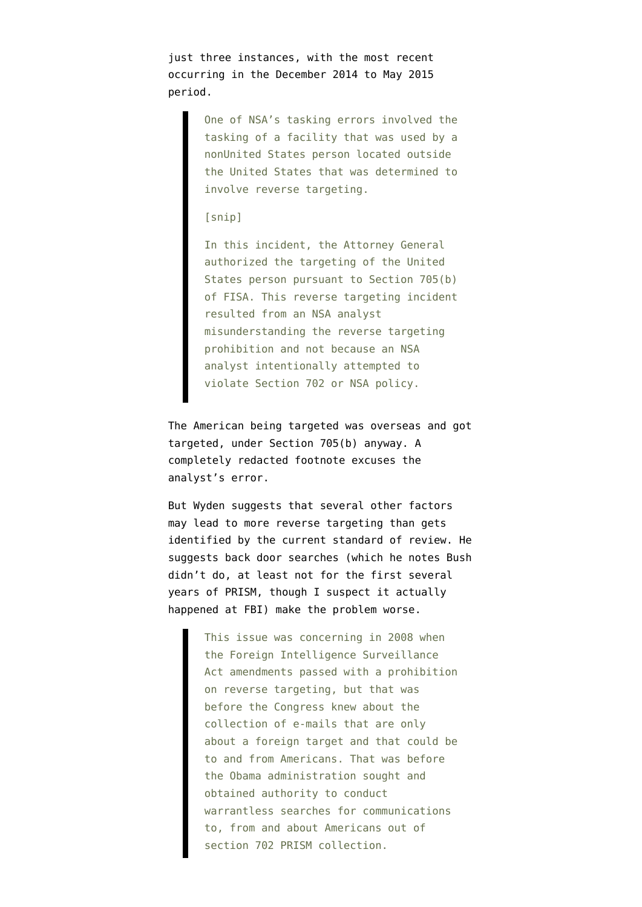just three instances, with the most recent occurring in the December 2014 to May 2015 period.

> One of NSA's tasking errors involved the tasking of a facility that was used by a nonUnited States person located outside the United States that was determined to involve reverse targeting.
>
> [snip]
>
> In this incident, the Attorney General authorized the targeting of the United States person pursuant to Section 705(b) of FISA. This reverse targeting incident resulted from an NSA analyst misunderstanding the reverse targeting prohibition and not because an NSA analyst intentionally attempted to violate Section 702 or NSA policy.

The American being targeted was overseas and got targeted, under Section 705(b) anyway. A completely redacted footnote excuses the analyst's error.

But Wyden suggests that several other factors may lead to more reverse targeting than gets identified by the current standard of review. He suggests back door searches (which he notes Bush didn't do, at least not for the first several years of PRISM, though I suspect it actually happened at FBI) make the problem worse.

> This issue was concerning in 2008 when the Foreign Intelligence Surveillance Act amendments passed with a prohibition on reverse targeting, but that was before the Congress knew about the collection of e-mails that are only about a foreign target and that could be to and from Americans. That was before the Obama administration sought and obtained authority to conduct warrantless searches for communications to, from and about Americans out of section 702 PRISM collection.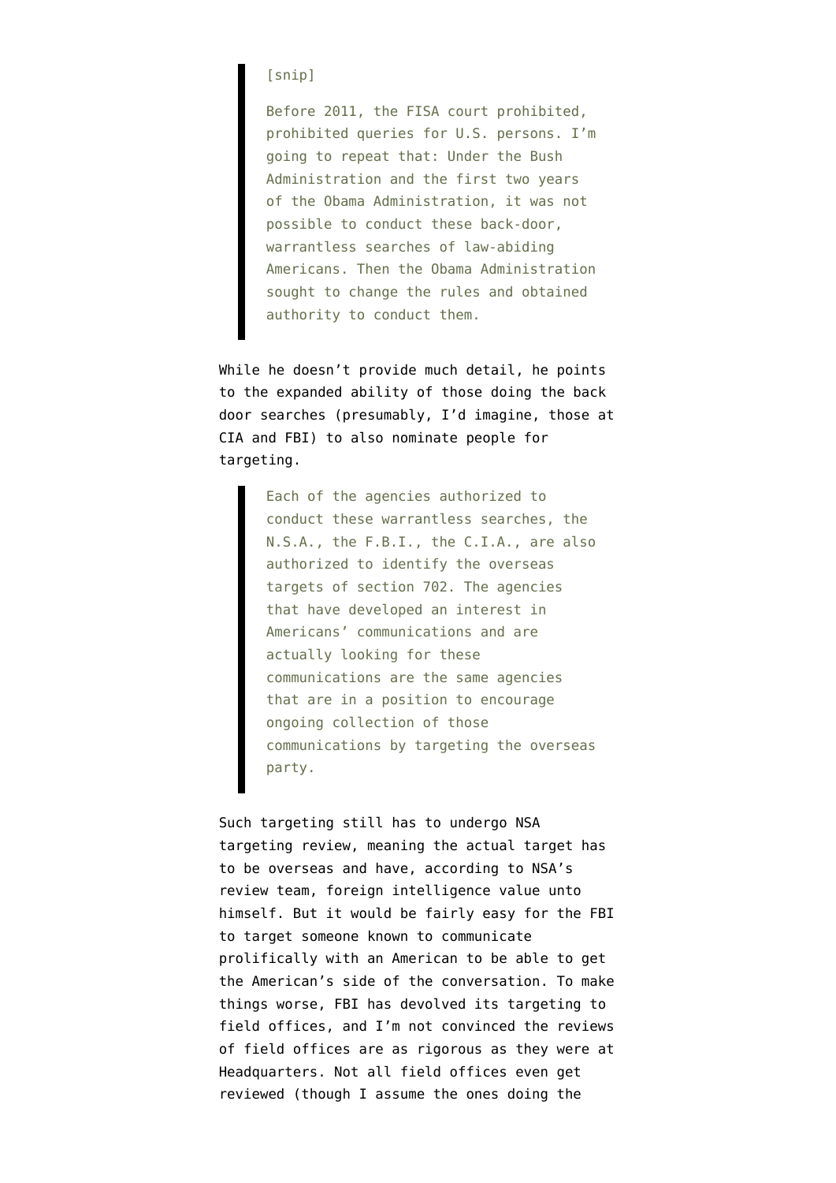> [snip]
>
> Before 2011, the FISA court prohibited, prohibited queries for U.S. persons. I'm going to repeat that: Under the Bush Administration and the first two years of the Obama Administration, it was not possible to conduct these back-door, warrantless searches of law-abiding Americans. Then the Obama Administration sought to change the rules and obtained authority to conduct them.

While he doesn't provide much detail, he points to the expanded ability of those doing the back door searches (presumably, I'd imagine, those at CIA and FBI) to also nominate people for targeting.

> Each of the agencies authorized to conduct these warrantless searches, the N.S.A., the F.B.I., the C.I.A., are also authorized to identify the overseas targets of section 702. The agencies that have developed an interest in Americans' communications and are actually looking for these communications are the same agencies that are in a position to encourage ongoing collection of those communications by targeting the overseas party.

Such targeting still has to undergo NSA targeting review, meaning the actual target has to be overseas and have, according to NSA's review team, foreign intelligence value unto himself. But it would be fairly easy for the FBI to target someone known to communicate prolifically with an American to be able to get the American's side of the conversation. To make things worse, FBI has devolved its targeting to field offices, and I'm not convinced the reviews of field offices are as rigorous as they were at Headquarters. Not all field offices even get reviewed (though I assume the ones doing the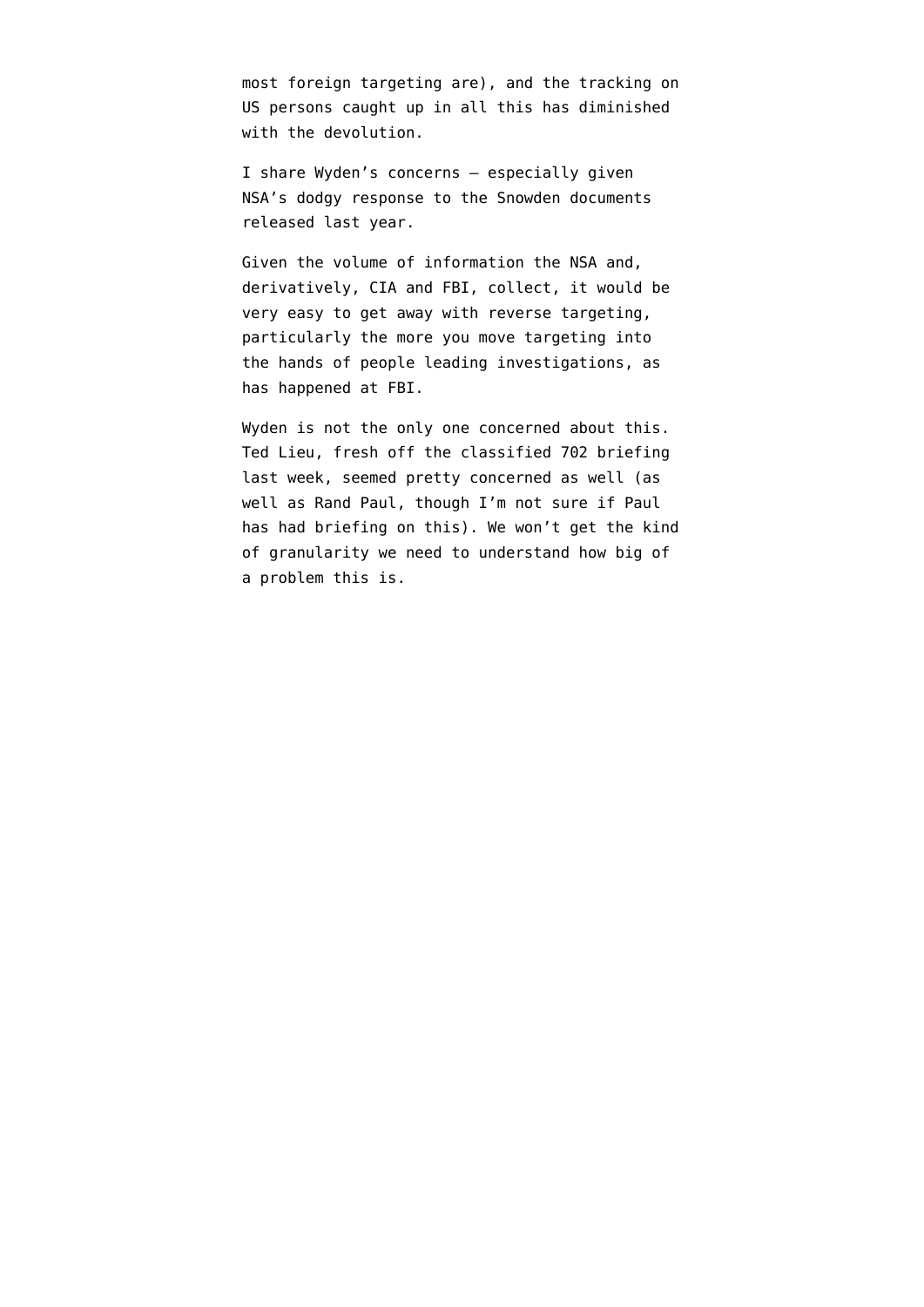most foreign targeting are), and the tracking on US persons caught up in all this has diminished with the devolution.

I share Wyden's concerns — especially given NSA's dodgy response to the Snowden documents released last year.

Given the volume of information the NSA and, derivatively, CIA and FBI, collect, it would be very easy to get away with reverse targeting, particularly the more you move targeting into the hands of people leading investigations, as has happened at FBI.

Wyden is not the only one concerned about this. Ted Lieu, fresh off the classified 702 briefing last week, seemed pretty concerned as well (as well as Rand Paul, though I'm not sure if Paul has had briefing on this). We won't get the kind of granularity we need to understand how big of a problem this is.